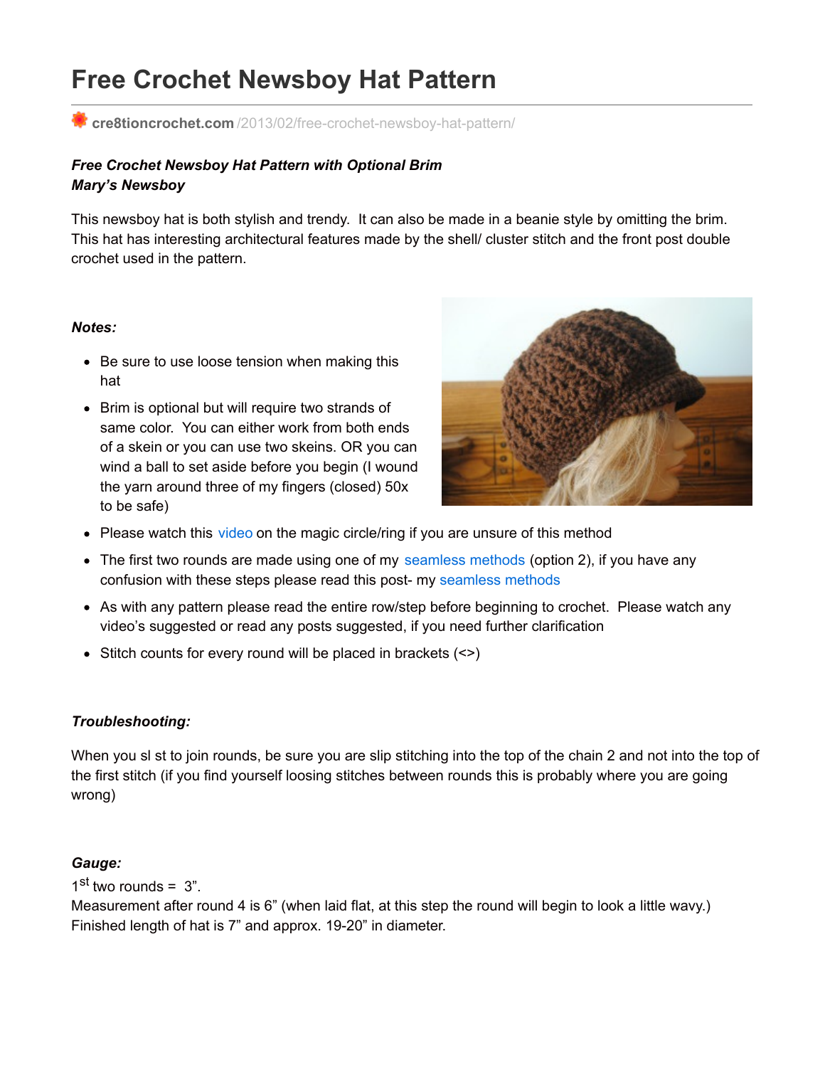# Free Crochet Newsboy Hat Pattern

cre8tioncrochet.com /2013/02/free-crochet-newsboy-hat-pattern/

***Free Crochet Newsboy Hat Pattern with Optional Brim***
***Mary's Newsboy***

This newsboy hat is both stylish and trendy. It can also be made in a beanie style by omitting the brim. This hat has interesting architectural features made by the shell/ cluster stitch and the front post double crochet used in the pattern.

***Notes:***

- Be sure to use loose tension when making this hat
- Brim is optional but will require two strands of same color. You can either work from both ends of a skein or you can use two skeins. OR you can wind a ball to set aside before you begin (I wound the yarn around three of my fingers (closed) 50x to be safe)
- Please watch this video on the magic circle/ring if you are unsure of this method
- The first two rounds are made using one of my seamless methods (option 2), if you have any confusion with these steps please read this post- my seamless methods
- As with any pattern please read the entire row/step before beginning to crochet. Please watch any video's suggested or read any posts suggested, if you need further clarification
- Stitch counts for every round will be placed in brackets (<>)

***Troubleshooting:***

When you sl st to join rounds, be sure you are slip stitching into the top of the chain 2 and not into the top of the first stitch (if you find yourself loosing stitches between rounds this is probably where you are going wrong)

***Gauge:***

1st two rounds = 3".
Measurement after round 4 is 6" (when laid flat, at this step the round will begin to look a little wavy.)
Finished length of hat is 7" and approx. 19-20" in diameter.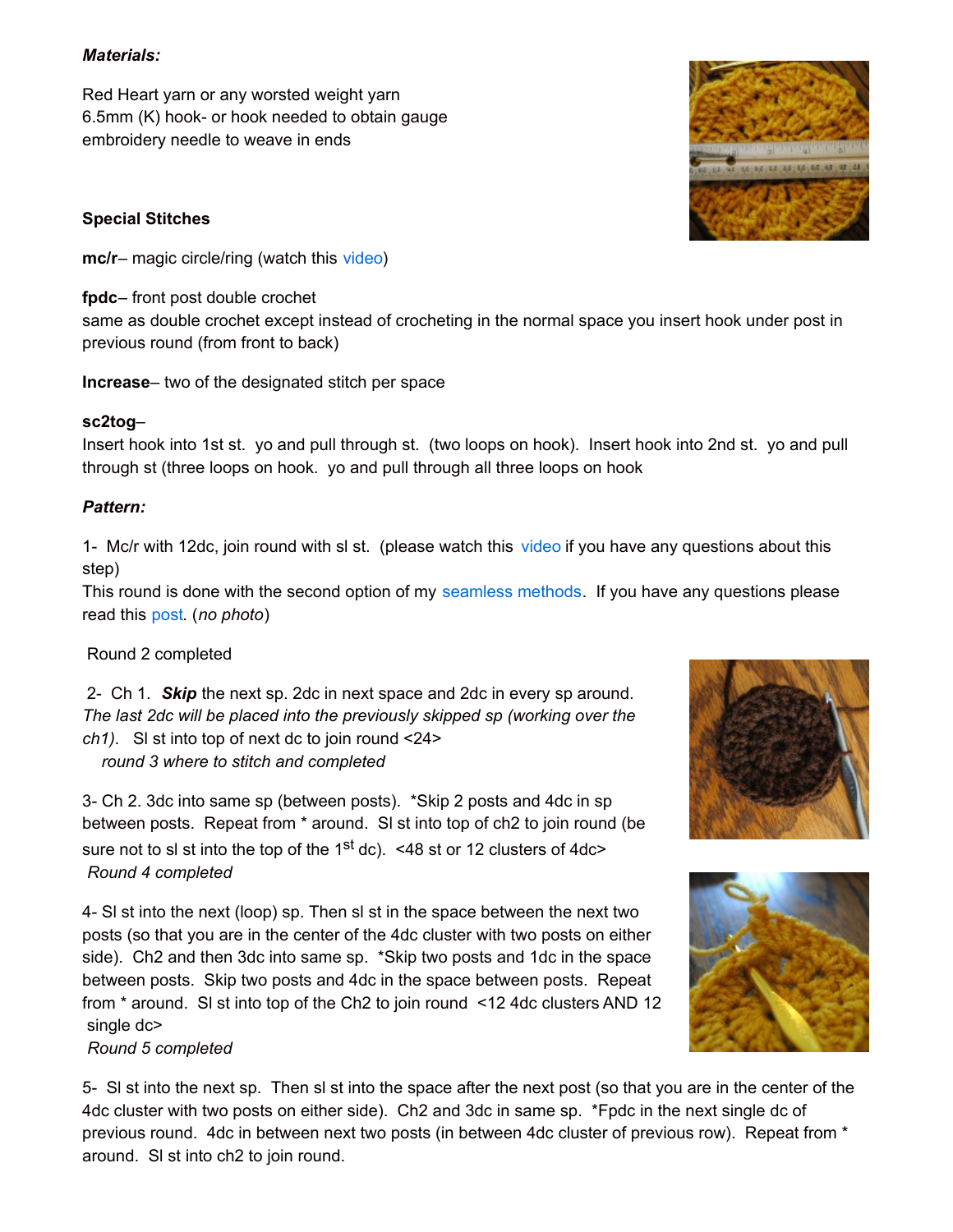***Materials:***

Red Heart yarn or any worsted weight yarn
6.5mm (K) hook- or hook needed to obtain gauge
embroidery needle to weave in ends

**Special Stitches**

**mc/r**– magic circle/ring (watch this video)

**fpdc**– front post double crochet
same as double crochet except instead of crocheting in the normal space you insert hook under post in previous round (from front to back)

**Increase**– two of the designated stitch per space

**sc2tog**–
Insert hook into 1st st. yo and pull through st. (two loops on hook). Insert hook into 2nd st. yo and pull through st (three loops on hook. yo and pull through all three loops on hook

***Pattern:***

1- Mc/r with 12dc, join round with sl st. (please watch this video if you have any questions about this step)
This round is done with the second option of my seamless methods. If you have any questions please read this post. (*no photo*)

Round 2 completed

2- Ch 1. ***Skip*** the next sp. 2dc in next space and 2dc in every sp around. *The last 2dc will be placed into the previously skipped sp (working over the ch1).* Sl st into top of next dc to join round <24>
*round 3 where to stitch and completed*

3- Ch 2. 3dc into same sp (between posts). *Skip 2 posts and 4dc in sp between posts. Repeat from * around. Sl st into top of ch2 to join round (be sure not to sl st into the top of the 1st dc). <48 st or 12 clusters of 4dc>
*Round 4 completed*

4- Sl st into the next (loop) sp. Then sl st in the space between the next two posts (so that you are in the center of the 4dc cluster with two posts on either side). Ch2 and then 3dc into same sp. *Skip two posts and 1dc in the space between posts. Skip two posts and 4dc in the space between posts. Repeat from * around. Sl st into top of the Ch2 to join round <12 4dc clusters AND 12 single dc>
*Round 5 completed*

5- Sl st into the next sp. Then sl st into the space after the next post (so that you are in the center of the 4dc cluster with two posts on either side). Ch2 and 3dc in same sp. *Fpdc in the next single dc of previous round. 4dc in between next two posts (in between 4dc cluster of previous row). Repeat from * around. Sl st into ch2 to join round.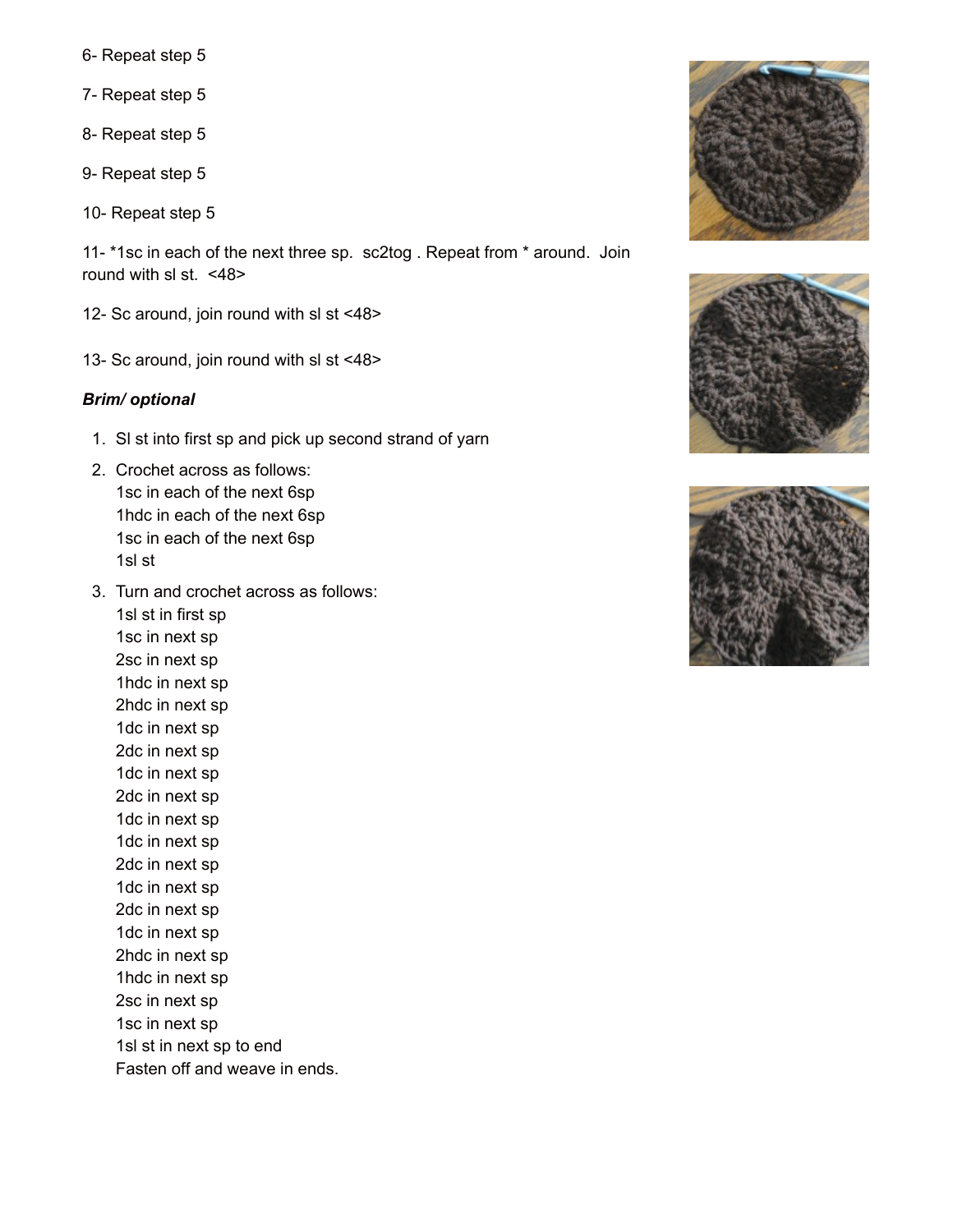6- Repeat step 5

7- Repeat step 5

8- Repeat step 5

9- Repeat step 5

10- Repeat step 5

11- *1sc in each of the next three sp. sc2tog . Repeat from * around. Join round with sl st. <48>

12- Sc around, join round with sl st <48>

13- Sc around, join round with sl st <48>

***Brim/ optional***

1. Sl st into first sp and pick up second strand of yarn
2. Crochet across as follows:
   1sc in each of the next 6sp
   1hdc in each of the next 6sp
   1sc in each of the next 6sp
   1sl st
3. Turn and crochet across as follows:
   1sl st in first sp
   1sc in next sp
   2sc in next sp
   1hdc in next sp
   2hdc in next sp
   1dc in next sp
   2dc in next sp
   1dc in next sp
   2dc in next sp
   1dc in next sp
   1dc in next sp
   2dc in next sp
   1dc in next sp
   2dc in next sp
   1dc in next sp
   2hdc in next sp
   1hdc in next sp
   2sc in next sp
   1sc in next sp
   1sl st in next sp to end
   Fasten off and weave in ends.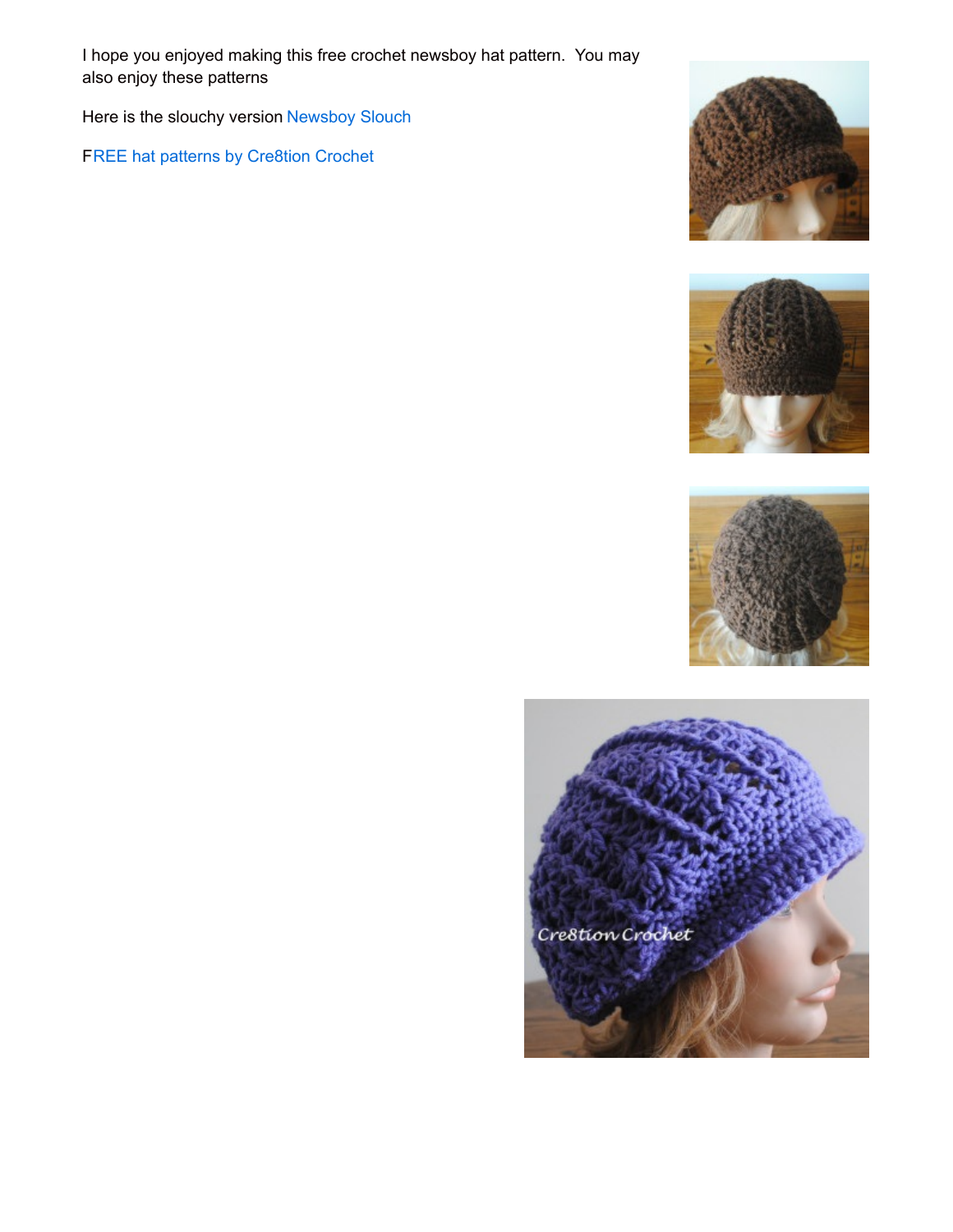I hope you enjoyed making this free crochet newsboy hat pattern. You may also enjoy these patterns

Here is the slouchy version Newsboy Slouch

FREE hat patterns by Cre8tion Crochet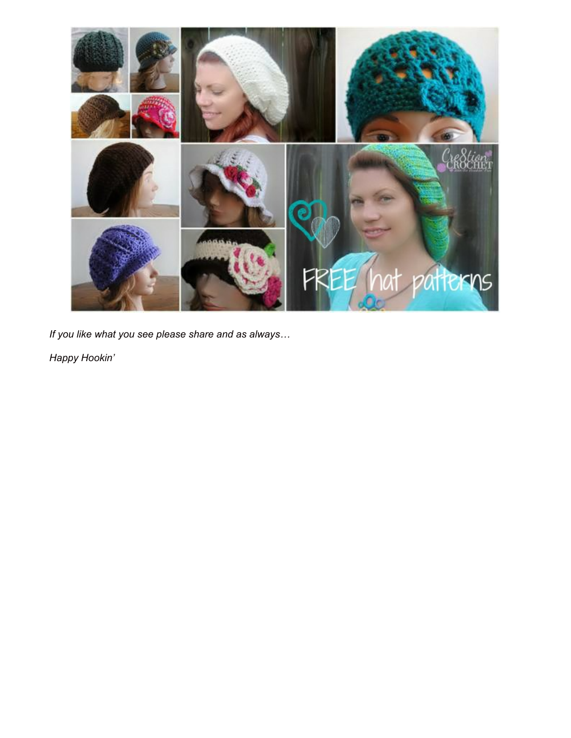*If you like what you see please share and as always…*

*Happy Hookin'*